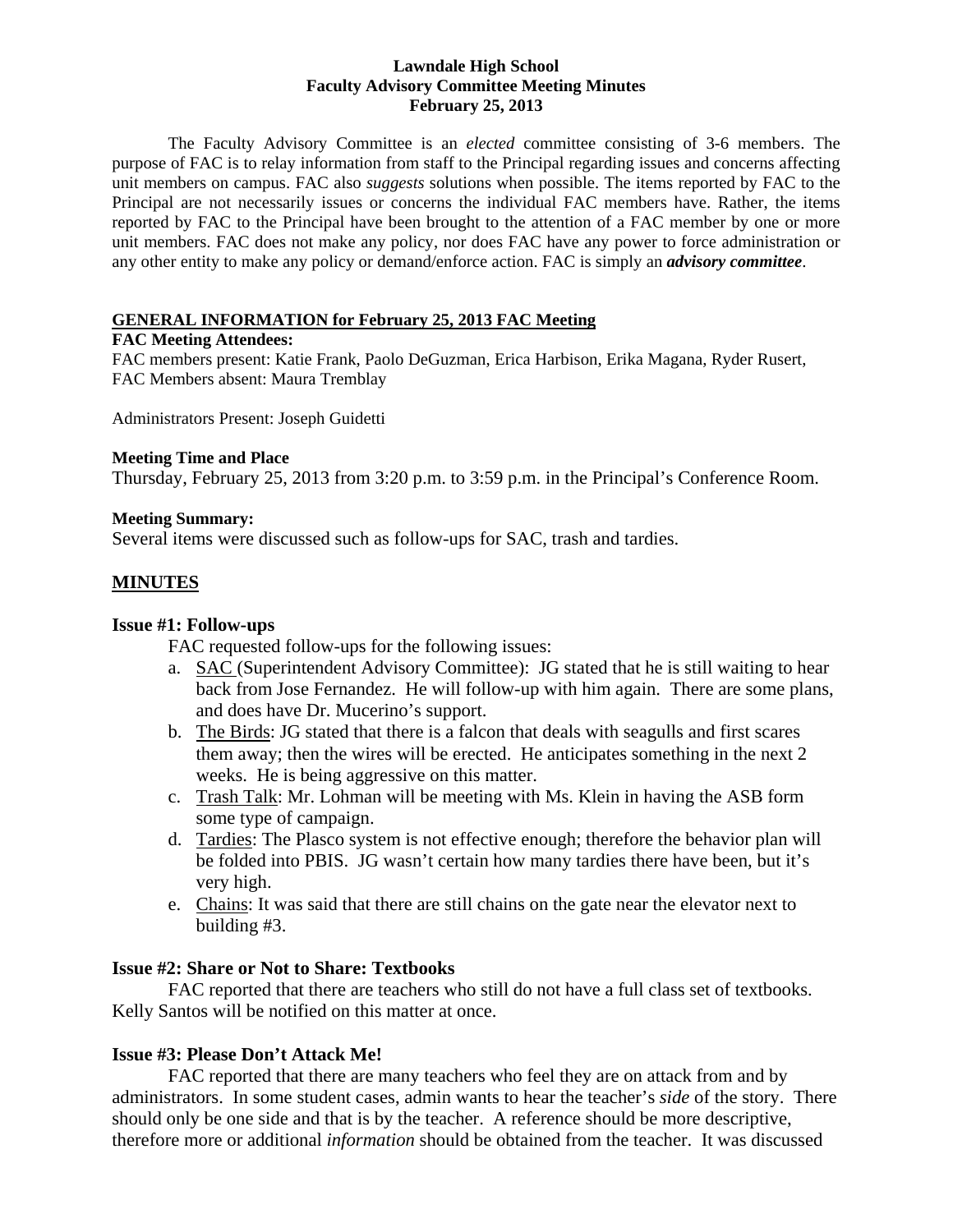**Lawndale High School**
**Faculty Advisory Committee Meeting Minutes**
**February 25, 2013**

The Faculty Advisory Committee is an *elected* committee consisting of 3-6 members. The purpose of FAC is to relay information from staff to the Principal regarding issues and concerns affecting unit members on campus. FAC also *suggests* solutions when possible. The items reported by FAC to the Principal are not necessarily issues or concerns the individual FAC members have. Rather, the items reported by FAC to the Principal have been brought to the attention of a FAC member by one or more unit members. FAC does not make any policy, nor does FAC have any power to force administration or any other entity to make any policy or demand/enforce action. FAC is simply an ***advisory committee***.

## GENERAL INFORMATION for February 25, 2013 FAC Meeting

**FAC Meeting Attendees:**
FAC members present: Katie Frank, Paolo DeGuzman, Erica Harbison, Erika Magana, Ryder Rusert,
FAC Members absent: Maura Tremblay

Administrators Present: Joseph Guidetti

**Meeting Time and Place**
Thursday, February 25, 2013 from 3:20 p.m. to 3:59 p.m. in the Principal's Conference Room.

**Meeting Summary:**
Several items were discussed such as follow-ups for SAC, trash and tardies.

## MINUTES

### Issue #1: Follow-ups

FAC requested follow-ups for the following issues:

a. SAC (Superintendent Advisory Committee): JG stated that he is still waiting to hear back from Jose Fernandez. He will follow-up with him again. There are some plans, and does have Dr. Mucerino's support.
b. The Birds: JG stated that there is a falcon that deals with seagulls and first scares them away; then the wires will be erected. He anticipates something in the next 2 weeks. He is being aggressive on this matter.
c. Trash Talk: Mr. Lohman will be meeting with Ms. Klein in having the ASB form some type of campaign.
d. Tardies: The Plasco system is not effective enough; therefore the behavior plan will be folded into PBIS. JG wasn't certain how many tardies there have been, but it's very high.
e. Chains: It was said that there are still chains on the gate near the elevator next to building #3.

### Issue #2: Share or Not to Share: Textbooks

FAC reported that there are teachers who still do not have a full class set of textbooks. Kelly Santos will be notified on this matter at once.

### Issue #3: Please Don't Attack Me!

FAC reported that there are many teachers who feel they are on attack from and by administrators. In some student cases, admin wants to hear the teacher's *side* of the story. There should only be one side and that is by the teacher. A reference should be more descriptive, therefore more or additional *information* should be obtained from the teacher. It was discussed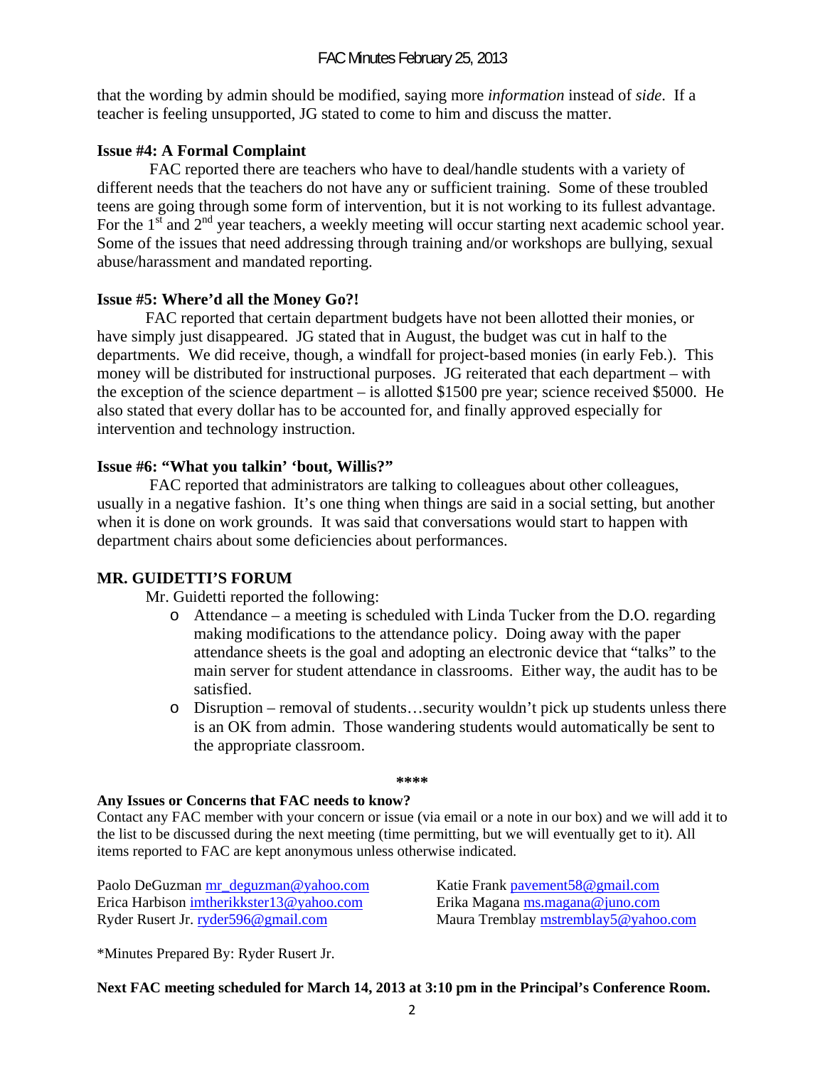that the wording by admin should be modified, saying more *information* instead of *side*. If a teacher is feeling unsupported, JG stated to come to him and discuss the matter.

**Issue #4: A Formal Complaint**

FAC reported there are teachers who have to deal/handle students with a variety of different needs that the teachers do not have any or sufficient training. Some of these troubled teens are going through some form of intervention, but it is not working to its fullest advantage. For the 1st and 2nd year teachers, a weekly meeting will occur starting next academic school year. Some of the issues that need addressing through training and/or workshops are bullying, sexual abuse/harassment and mandated reporting.

**Issue #5: Where'd all the Money Go?!**

FAC reported that certain department budgets have not been allotted their monies, or have simply just disappeared. JG stated that in August, the budget was cut in half to the departments. We did receive, though, a windfall for project-based monies (in early Feb.). This money will be distributed for instructional purposes. JG reiterated that each department – with the exception of the science department – is allotted $1500 pre year; science received $5000. He also stated that every dollar has to be accounted for, and finally approved especially for intervention and technology instruction.

**Issue #6: "What you talkin' 'bout, Willis?"**

FAC reported that administrators are talking to colleagues about other colleagues, usually in a negative fashion. It's one thing when things are said in a social setting, but another when it is done on work grounds. It was said that conversations would start to happen with department chairs about some deficiencies about performances.

**MR. GUIDETTI'S FORUM**

Mr. Guidetti reported the following:

- Attendance – a meeting is scheduled with Linda Tucker from the D.O. regarding making modifications to the attendance policy. Doing away with the paper attendance sheets is the goal and adopting an electronic device that "talks" to the main server for student attendance in classrooms. Either way, the audit has to be satisfied.
- Disruption – removal of students…security wouldn't pick up students unless there is an OK from admin. Those wandering students would automatically be sent to the appropriate classroom.

****

**Any Issues or Concerns that FAC needs to know?**

Contact any FAC member with your concern or issue (via email or a note in our box) and we will add it to the list to be discussed during the next meeting (time permitting, but we will eventually get to it). All items reported to FAC are kept anonymous unless otherwise indicated.

Paolo DeGuzman mr_deguzman@yahoo.com
Erica Harbison imtherikkster13@yahoo.com
Ryder Rusert Jr. ryder596@gmail.com
Katie Frank pavement58@gmail.com
Erika Magana ms.magana@juno.com
Maura Tremblay mstremblay5@yahoo.com

*Minutes Prepared By: Ryder Rusert Jr.

**Next FAC meeting scheduled for March 14, 2013 at 3:10 pm in the Principal's Conference Room.**